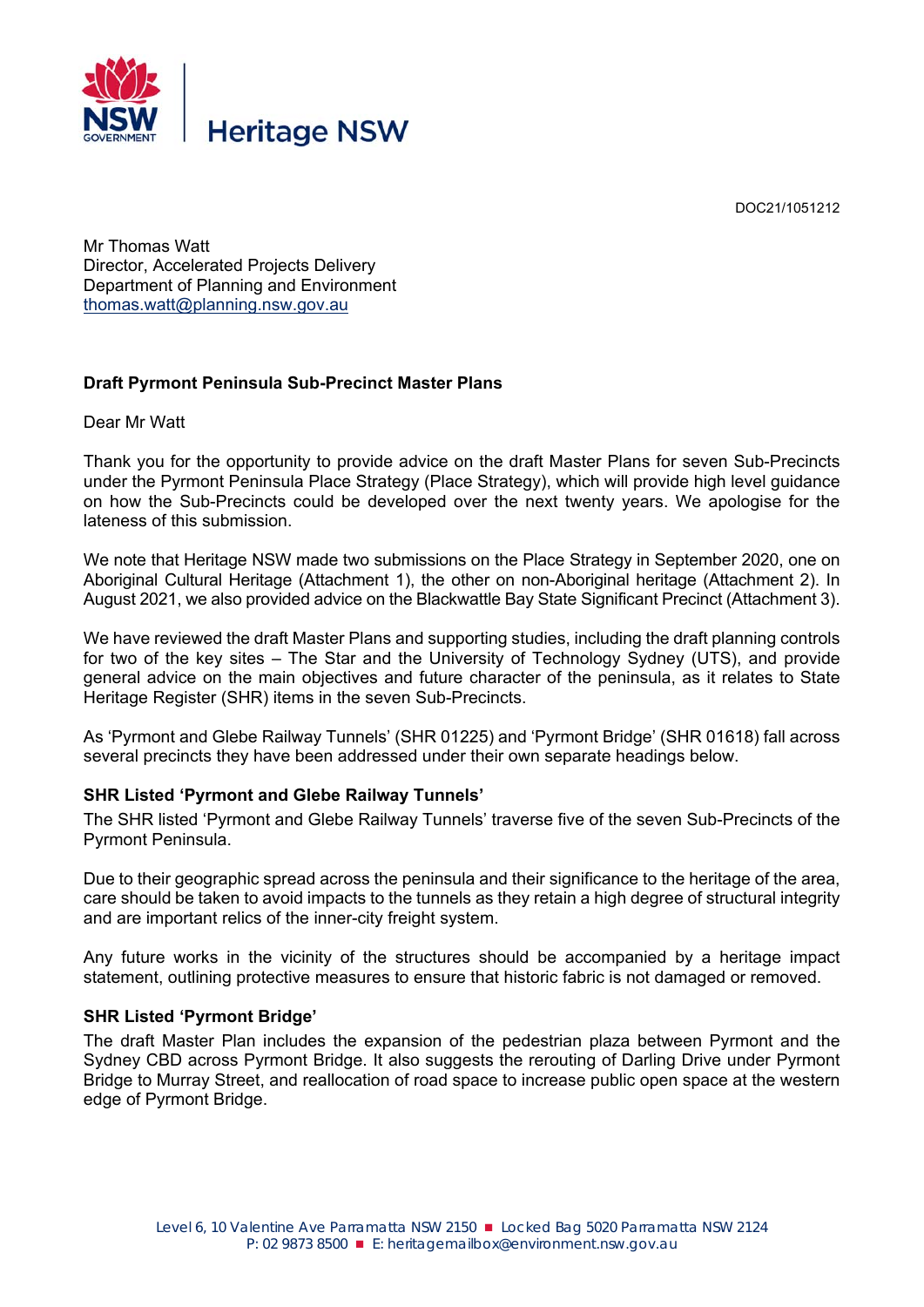Heritage NSW

DOC21/1051212

Mr Thomas Watt
Director, Accelerated Projects Delivery
Department of Planning and Environment
thomas.watt@planning.nsw.gov.au

**Draft Pyrmont Peninsula Sub-Precinct Master Plans**

Dear Mr Watt

Thank you for the opportunity to provide advice on the draft Master Plans for seven Sub-Precincts under the Pyrmont Peninsula Place Strategy (Place Strategy), which will provide high level guidance on how the Sub-Precincts could be developed over the next twenty years. We apologise for the lateness of this submission.

We note that Heritage NSW made two submissions on the Place Strategy in September 2020, one on Aboriginal Cultural Heritage (Attachment 1), the other on non-Aboriginal heritage (Attachment 2). In August 2021, we also provided advice on the Blackwattle Bay State Significant Precinct (Attachment 3).

We have reviewed the draft Master Plans and supporting studies, including the draft planning controls for two of the key sites – The Star and the University of Technology Sydney (UTS), and provide general advice on the main objectives and future character of the peninsula, as it relates to State Heritage Register (SHR) items in the seven Sub-Precincts.

As 'Pyrmont and Glebe Railway Tunnels' (SHR 01225) and 'Pyrmont Bridge' (SHR 01618) fall across several precincts they have been addressed under their own separate headings below.

**SHR Listed 'Pyrmont and Glebe Railway Tunnels'**

The SHR listed 'Pyrmont and Glebe Railway Tunnels' traverse five of the seven Sub-Precincts of the Pyrmont Peninsula.

Due to their geographic spread across the peninsula and their significance to the heritage of the area, care should be taken to avoid impacts to the tunnels as they retain a high degree of structural integrity and are important relics of the inner-city freight system.

Any future works in the vicinity of the structures should be accompanied by a heritage impact statement, outlining protective measures to ensure that historic fabric is not damaged or removed.

**SHR Listed 'Pyrmont Bridge'**

The draft Master Plan includes the expansion of the pedestrian plaza between Pyrmont and the Sydney CBD across Pyrmont Bridge. It also suggests the rerouting of Darling Drive under Pyrmont Bridge to Murray Street, and reallocation of road space to increase public open space at the western edge of Pyrmont Bridge.

Level 6, 10 Valentine Ave Parramatta NSW 2150 ■ Locked Bag 5020 Parramatta NSW 2124
P: 02 9873 8500 ■ E: heritagemailbox@environment.nsw.gov.au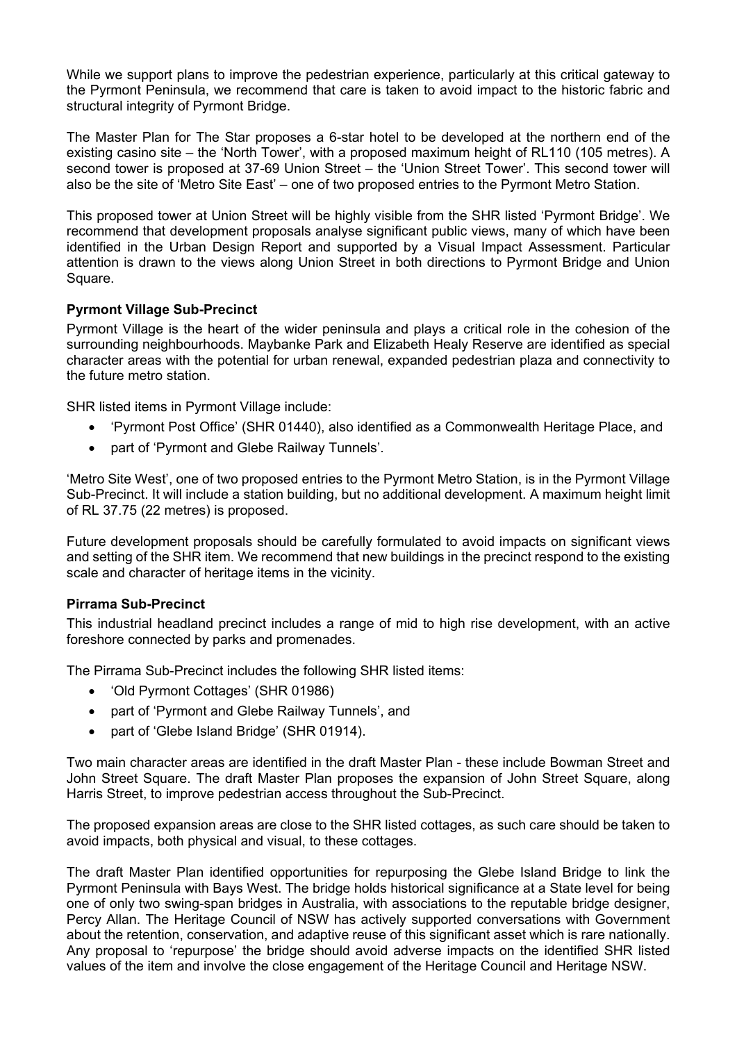While we support plans to improve the pedestrian experience, particularly at this critical gateway to the Pyrmont Peninsula, we recommend that care is taken to avoid impact to the historic fabric and structural integrity of Pyrmont Bridge.

The Master Plan for The Star proposes a 6-star hotel to be developed at the northern end of the existing casino site – the 'North Tower', with a proposed maximum height of RL110 (105 metres). A second tower is proposed at 37-69 Union Street – the 'Union Street Tower'. This second tower will also be the site of 'Metro Site East' – one of two proposed entries to the Pyrmont Metro Station.

This proposed tower at Union Street will be highly visible from the SHR listed 'Pyrmont Bridge'. We recommend that development proposals analyse significant public views, many of which have been identified in the Urban Design Report and supported by a Visual Impact Assessment. Particular attention is drawn to the views along Union Street in both directions to Pyrmont Bridge and Union Square.

### Pyrmont Village Sub-Precinct

Pyrmont Village is the heart of the wider peninsula and plays a critical role in the cohesion of the surrounding neighbourhoods. Maybanke Park and Elizabeth Healy Reserve are identified as special character areas with the potential for urban renewal, expanded pedestrian plaza and connectivity to the future metro station.

SHR listed items in Pyrmont Village include:

- 'Pyrmont Post Office' (SHR 01440), also identified as a Commonwealth Heritage Place, and
- part of 'Pyrmont and Glebe Railway Tunnels'.

'Metro Site West', one of two proposed entries to the Pyrmont Metro Station, is in the Pyrmont Village Sub-Precinct. It will include a station building, but no additional development. A maximum height limit of RL 37.75 (22 metres) is proposed.

Future development proposals should be carefully formulated to avoid impacts on significant views and setting of the SHR item. We recommend that new buildings in the precinct respond to the existing scale and character of heritage items in the vicinity.

### Pirrama Sub-Precinct

This industrial headland precinct includes a range of mid to high rise development, with an active foreshore connected by parks and promenades.

The Pirrama Sub-Precinct includes the following SHR listed items:

- 'Old Pyrmont Cottages' (SHR 01986)
- part of 'Pyrmont and Glebe Railway Tunnels', and
- part of 'Glebe Island Bridge' (SHR 01914).

Two main character areas are identified in the draft Master Plan - these include Bowman Street and John Street Square. The draft Master Plan proposes the expansion of John Street Square, along Harris Street, to improve pedestrian access throughout the Sub-Precinct.

The proposed expansion areas are close to the SHR listed cottages, as such care should be taken to avoid impacts, both physical and visual, to these cottages.

The draft Master Plan identified opportunities for repurposing the Glebe Island Bridge to link the Pyrmont Peninsula with Bays West. The bridge holds historical significance at a State level for being one of only two swing-span bridges in Australia, with associations to the reputable bridge designer, Percy Allan. The Heritage Council of NSW has actively supported conversations with Government about the retention, conservation, and adaptive reuse of this significant asset which is rare nationally. Any proposal to 'repurpose' the bridge should avoid adverse impacts on the identified SHR listed values of the item and involve the close engagement of the Heritage Council and Heritage NSW.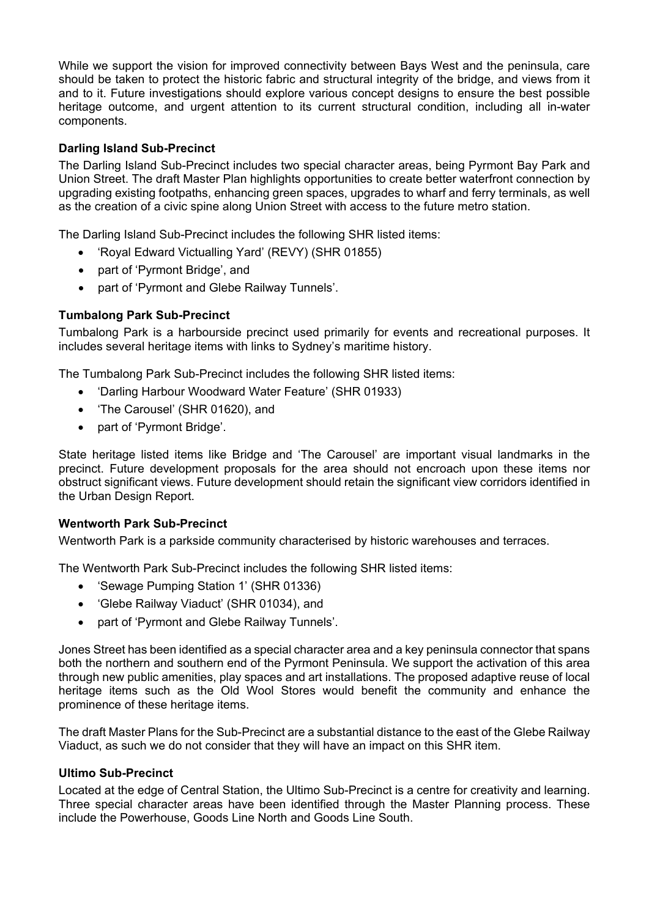While we support the vision for improved connectivity between Bays West and the peninsula, care should be taken to protect the historic fabric and structural integrity of the bridge, and views from it and to it. Future investigations should explore various concept designs to ensure the best possible heritage outcome, and urgent attention to its current structural condition, including all in-water components.

### Darling Island Sub-Precinct

The Darling Island Sub-Precinct includes two special character areas, being Pyrmont Bay Park and Union Street. The draft Master Plan highlights opportunities to create better waterfront connection by upgrading existing footpaths, enhancing green spaces, upgrades to wharf and ferry terminals, as well as the creation of a civic spine along Union Street with access to the future metro station.

The Darling Island Sub-Precinct includes the following SHR listed items:

- 'Royal Edward Victualling Yard' (REVY) (SHR 01855)
- part of 'Pyrmont Bridge', and
- part of 'Pyrmont and Glebe Railway Tunnels'.

### Tumbalong Park Sub-Precinct

Tumbalong Park is a harbourside precinct used primarily for events and recreational purposes. It includes several heritage items with links to Sydney's maritime history.

The Tumbalong Park Sub-Precinct includes the following SHR listed items:

- 'Darling Harbour Woodward Water Feature' (SHR 01933)
- 'The Carousel' (SHR 01620), and
- part of 'Pyrmont Bridge'.

State heritage listed items like Bridge and 'The Carousel' are important visual landmarks in the precinct. Future development proposals for the area should not encroach upon these items nor obstruct significant views. Future development should retain the significant view corridors identified in the Urban Design Report.

### Wentworth Park Sub-Precinct

Wentworth Park is a parkside community characterised by historic warehouses and terraces.

The Wentworth Park Sub-Precinct includes the following SHR listed items:

- 'Sewage Pumping Station 1' (SHR 01336)
- 'Glebe Railway Viaduct' (SHR 01034), and
- part of 'Pyrmont and Glebe Railway Tunnels'.

Jones Street has been identified as a special character area and a key peninsula connector that spans both the northern and southern end of the Pyrmont Peninsula. We support the activation of this area through new public amenities, play spaces and art installations. The proposed adaptive reuse of local heritage items such as the Old Wool Stores would benefit the community and enhance the prominence of these heritage items.

The draft Master Plans for the Sub-Precinct are a substantial distance to the east of the Glebe Railway Viaduct, as such we do not consider that they will have an impact on this SHR item.

### Ultimo Sub-Precinct

Located at the edge of Central Station, the Ultimo Sub-Precinct is a centre for creativity and learning. Three special character areas have been identified through the Master Planning process. These include the Powerhouse, Goods Line North and Goods Line South.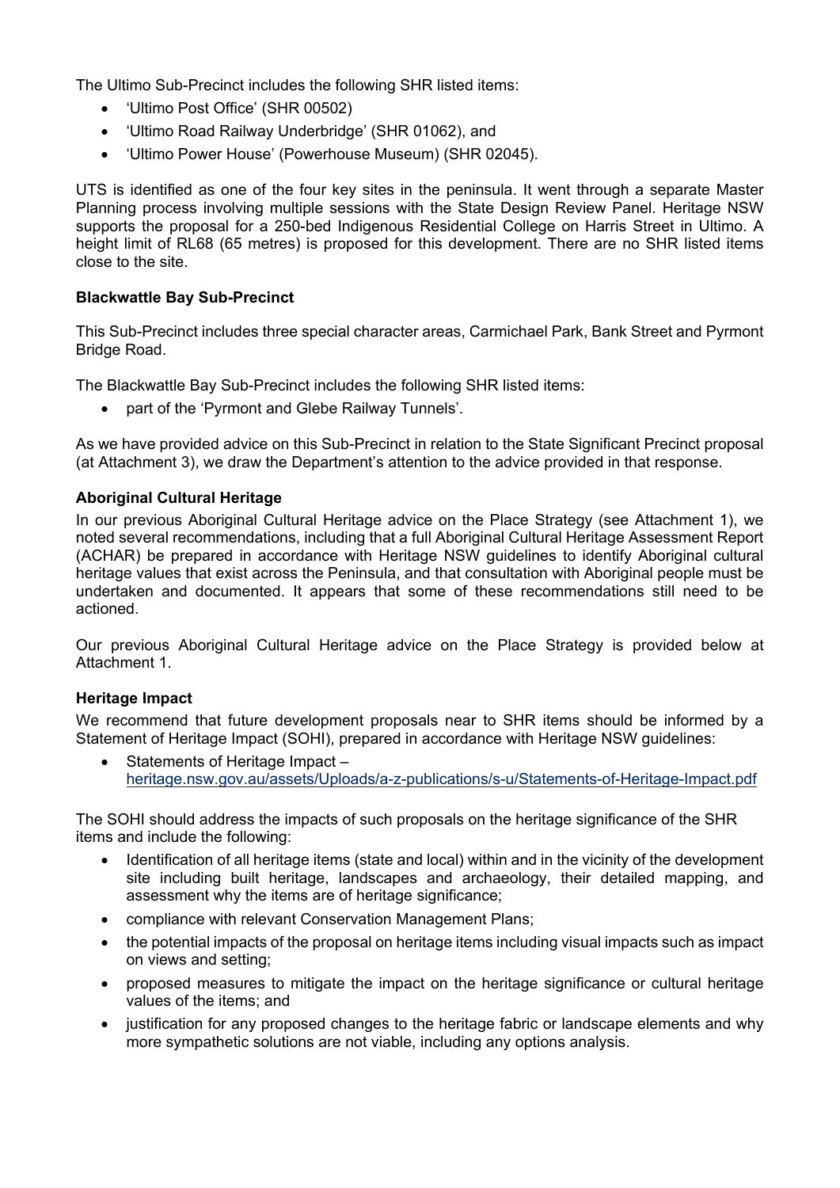The Ultimo Sub-Precinct includes the following SHR listed items:

- 'Ultimo Post Office' (SHR 00502)
- 'Ultimo Road Railway Underbridge' (SHR 01062), and
- 'Ultimo Power House' (Powerhouse Museum) (SHR 02045).

UTS is identified as one of the four key sites in the peninsula. It went through a separate Master Planning process involving multiple sessions with the State Design Review Panel. Heritage NSW supports the proposal for a 250-bed Indigenous Residential College on Harris Street in Ultimo. A height limit of RL68 (65 metres) is proposed for this development. There are no SHR listed items close to the site.

**Blackwattle Bay Sub-Precinct**

This Sub-Precinct includes three special character areas, Carmichael Park, Bank Street and Pyrmont Bridge Road.

The Blackwattle Bay Sub-Precinct includes the following SHR listed items:

- part of the 'Pyrmont and Glebe Railway Tunnels'.

As we have provided advice on this Sub-Precinct in relation to the State Significant Precinct proposal (at Attachment 3), we draw the Department's attention to the advice provided in that response.

**Aboriginal Cultural Heritage**

In our previous Aboriginal Cultural Heritage advice on the Place Strategy (see Attachment 1), we noted several recommendations, including that a full Aboriginal Cultural Heritage Assessment Report (ACHAR) be prepared in accordance with Heritage NSW guidelines to identify Aboriginal cultural heritage values that exist across the Peninsula, and that consultation with Aboriginal people must be undertaken and documented. It appears that some of these recommendations still need to be actioned.

Our previous Aboriginal Cultural Heritage advice on the Place Strategy is provided below at Attachment 1.

**Heritage Impact**

We recommend that future development proposals near to SHR items should be informed by a Statement of Heritage Impact (SOHI), prepared in accordance with Heritage NSW guidelines:

- Statements of Heritage Impact – heritage.nsw.gov.au/assets/Uploads/a-z-publications/s-u/Statements-of-Heritage-Impact.pdf

The SOHI should address the impacts of such proposals on the heritage significance of the SHR items and include the following:

- Identification of all heritage items (state and local) within and in the vicinity of the development site including built heritage, landscapes and archaeology, their detailed mapping, and assessment why the items are of heritage significance;
- compliance with relevant Conservation Management Plans;
- the potential impacts of the proposal on heritage items including visual impacts such as impact on views and setting;
- proposed measures to mitigate the impact on the heritage significance or cultural heritage values of the items; and
- justification for any proposed changes to the heritage fabric or landscape elements and why more sympathetic solutions are not viable, including any options analysis.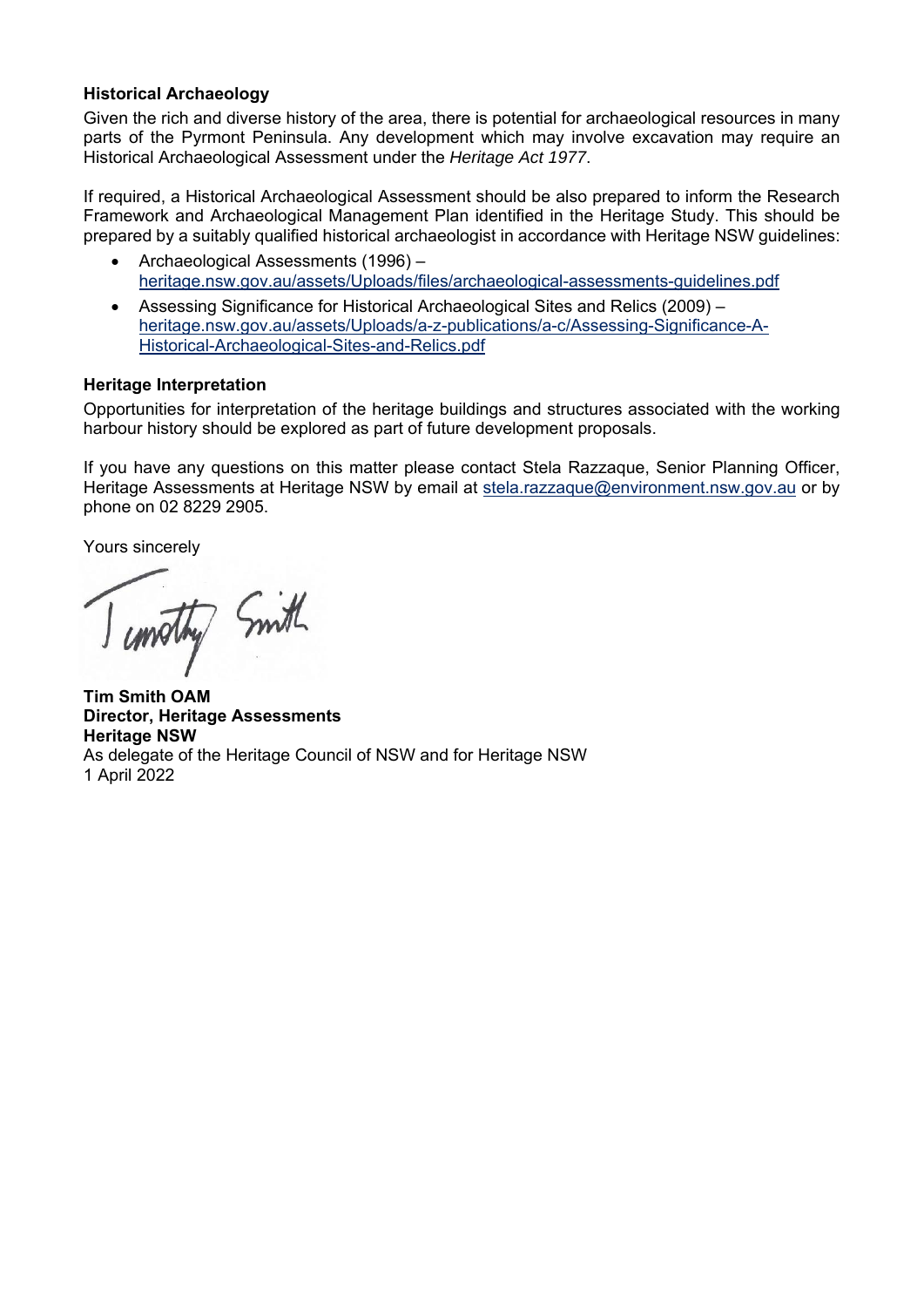### Historical Archaeology

Given the rich and diverse history of the area, there is potential for archaeological resources in many parts of the Pyrmont Peninsula. Any development which may involve excavation may require an Historical Archaeological Assessment under the *Heritage Act 1977*.

If required, a Historical Archaeological Assessment should be also prepared to inform the Research Framework and Archaeological Management Plan identified in the Heritage Study. This should be prepared by a suitably qualified historical archaeologist in accordance with Heritage NSW guidelines:

- Archaeological Assessments (1996) – [heritage.nsw.gov.au/assets/Uploads/files/archaeological-assessments-guidelines.pdf](heritage.nsw.gov.au/assets/Uploads/files/archaeological-assessments-guidelines.pdf)
- Assessing Significance for Historical Archaeological Sites and Relics (2009) – [heritage.nsw.gov.au/assets/Uploads/a-z-publications/a-c/Assessing-Significance-A-Historical-Archaeological-Sites-and-Relics.pdf](heritage.nsw.gov.au/assets/Uploads/a-z-publications/a-c/Assessing-Significance-A-Historical-Archaeological-Sites-and-Relics.pdf)

### Heritage Interpretation

Opportunities for interpretation of the heritage buildings and structures associated with the working harbour history should be explored as part of future development proposals.

If you have any questions on this matter please contact Stela Razzaque, Senior Planning Officer, Heritage Assessments at Heritage NSW by email at stela.razzaque@environment.nsw.gov.au or by phone on 02 8229 2905.

Yours sincerely

**Tim Smith OAM**
**Director, Heritage Assessments**
**Heritage NSW**
As delegate of the Heritage Council of NSW and for Heritage NSW
1 April 2022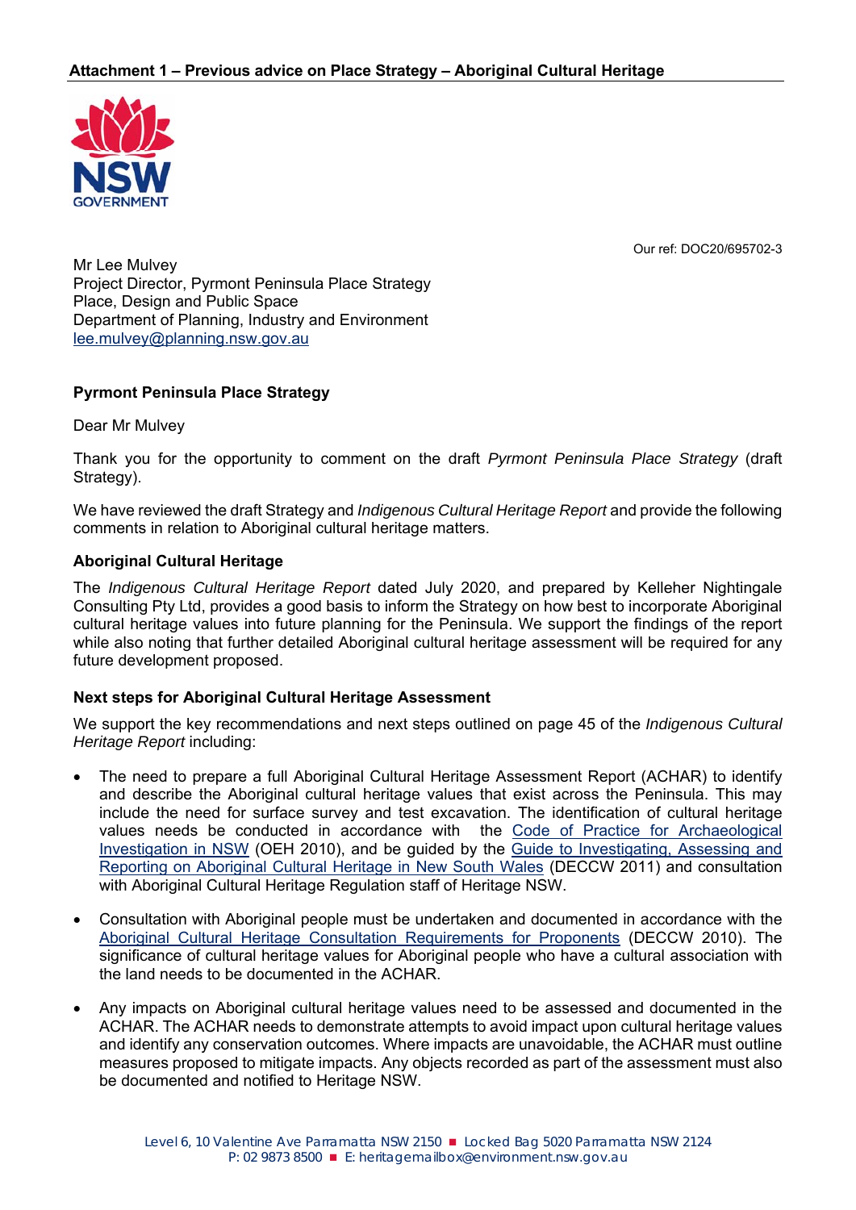**Attachment 1 – Previous advice on Place Strategy – Aboriginal Cultural Heritage**

Our ref: DOC20/695702-3

Mr Lee Mulvey
Project Director, Pyrmont Peninsula Place Strategy
Place, Design and Public Space
Department of Planning, Industry and Environment
lee.mulvey@planning.nsw.gov.au

**Pyrmont Peninsula Place Strategy**

Dear Mr Mulvey

Thank you for the opportunity to comment on the draft *Pyrmont Peninsula Place Strategy* (draft Strategy).

We have reviewed the draft Strategy and *Indigenous Cultural Heritage Report* and provide the following comments in relation to Aboriginal cultural heritage matters.

**Aboriginal Cultural Heritage**

The *Indigenous Cultural Heritage Report* dated July 2020, and prepared by Kelleher Nightingale Consulting Pty Ltd, provides a good basis to inform the Strategy on how best to incorporate Aboriginal cultural heritage values into future planning for the Peninsula. We support the findings of the report while also noting that further detailed Aboriginal cultural heritage assessment will be required for any future development proposed.

**Next steps for Aboriginal Cultural Heritage Assessment**

We support the key recommendations and next steps outlined on page 45 of the *Indigenous Cultural Heritage Report* including:

- The need to prepare a full Aboriginal Cultural Heritage Assessment Report (ACHAR) to identify and describe the Aboriginal cultural heritage values that exist across the Peninsula. This may include the need for surface survey and test excavation. The identification of cultural heritage values needs be conducted in accordance with the Code of Practice for Archaeological Investigation in NSW (OEH 2010), and be guided by the Guide to Investigating, Assessing and Reporting on Aboriginal Cultural Heritage in New South Wales (DECCW 2011) and consultation with Aboriginal Cultural Heritage Regulation staff of Heritage NSW.

- Consultation with Aboriginal people must be undertaken and documented in accordance with the Aboriginal Cultural Heritage Consultation Requirements for Proponents (DECCW 2010). The significance of cultural heritage values for Aboriginal people who have a cultural association with the land needs to be documented in the ACHAR.

- Any impacts on Aboriginal cultural heritage values need to be assessed and documented in the ACHAR. The ACHAR needs to demonstrate attempts to avoid impact upon cultural heritage values and identify any conservation outcomes. Where impacts are unavoidable, the ACHAR must outline measures proposed to mitigate impacts. Any objects recorded as part of the assessment must also be documented and notified to Heritage NSW.

Level 6, 10 Valentine Ave Parramatta NSW 2150 ■ Locked Bag 5020 Parramatta NSW 2124
P: 02 9873 8500 ■ E: heritagemailbox@environment.nsw.gov.au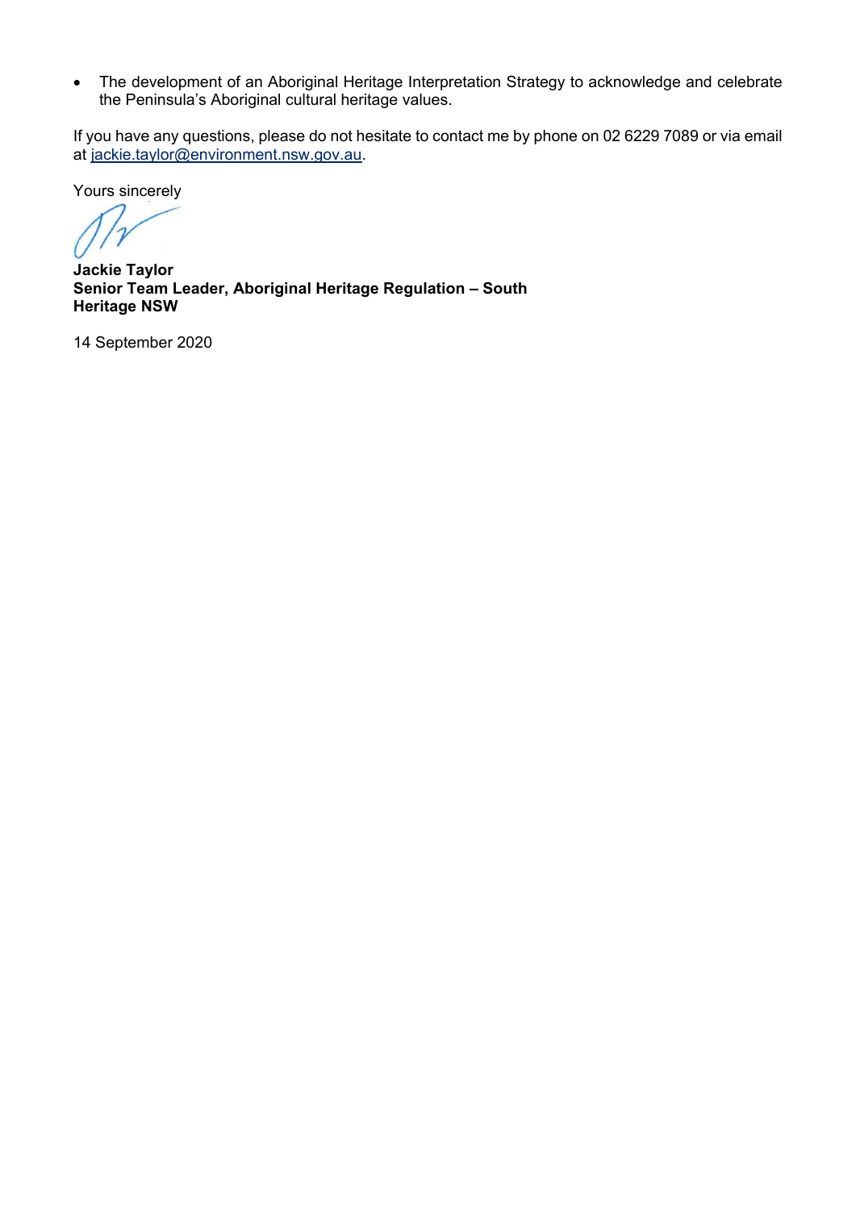- The development of an Aboriginal Heritage Interpretation Strategy to acknowledge and celebrate the Peninsula's Aboriginal cultural heritage values.

If you have any questions, please do not hesitate to contact me by phone on 02 6229 7089 or via email at jackie.taylor@environment.nsw.gov.au.

Yours sincerely

**Jackie Taylor**
**Senior Team Leader, Aboriginal Heritage Regulation – South**
**Heritage NSW**

14 September 2020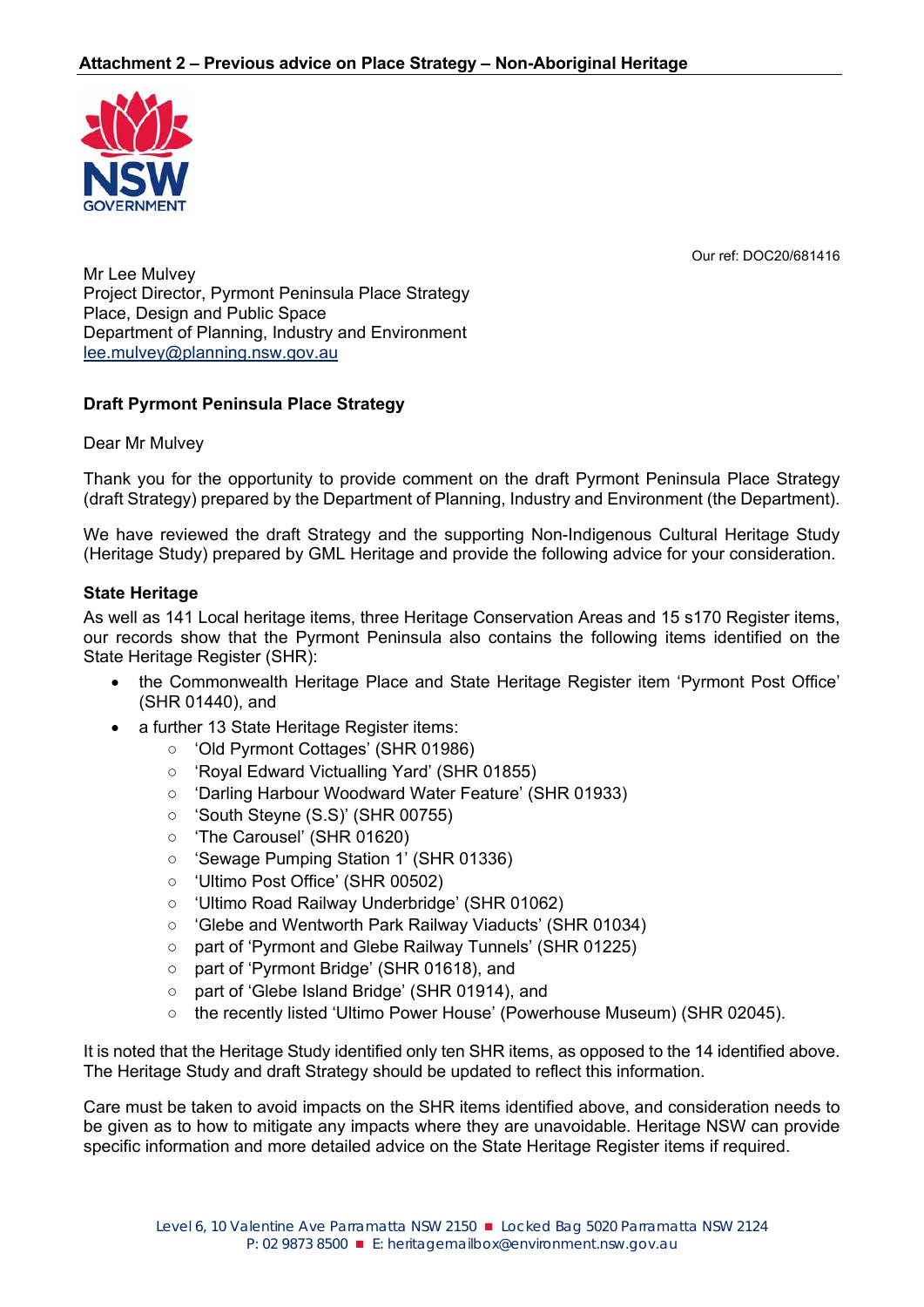**Attachment 2 – Previous advice on Place Strategy – Non-Aboriginal Heritage**

Our ref: DOC20/681416

Mr Lee Mulvey
Project Director, Pyrmont Peninsula Place Strategy
Place, Design and Public Space
Department of Planning, Industry and Environment
lee.mulvey@planning.nsw.gov.au

**Draft Pyrmont Peninsula Place Strategy**

Dear Mr Mulvey

Thank you for the opportunity to provide comment on the draft Pyrmont Peninsula Place Strategy (draft Strategy) prepared by the Department of Planning, Industry and Environment (the Department).

We have reviewed the draft Strategy and the supporting Non-Indigenous Cultural Heritage Study (Heritage Study) prepared by GML Heritage and provide the following advice for your consideration.

**State Heritage**

As well as 141 Local heritage items, three Heritage Conservation Areas and 15 s170 Register items, our records show that the Pyrmont Peninsula also contains the following items identified on the State Heritage Register (SHR):

- the Commonwealth Heritage Place and State Heritage Register item 'Pyrmont Post Office' (SHR 01440), and
- a further 13 State Heritage Register items:
  - 'Old Pyrmont Cottages' (SHR 01986)
  - 'Royal Edward Victualling Yard' (SHR 01855)
  - 'Darling Harbour Woodward Water Feature' (SHR 01933)
  - 'South Steyne (S.S)' (SHR 00755)
  - 'The Carousel' (SHR 01620)
  - 'Sewage Pumping Station 1' (SHR 01336)
  - 'Ultimo Post Office' (SHR 00502)
  - 'Ultimo Road Railway Underbridge' (SHR 01062)
  - 'Glebe and Wentworth Park Railway Viaducts' (SHR 01034)
  - part of 'Pyrmont and Glebe Railway Tunnels' (SHR 01225)
  - part of 'Pyrmont Bridge' (SHR 01618), and
  - part of 'Glebe Island Bridge' (SHR 01914), and
  - the recently listed 'Ultimo Power House' (Powerhouse Museum) (SHR 02045).

It is noted that the Heritage Study identified only ten SHR items, as opposed to the 14 identified above. The Heritage Study and draft Strategy should be updated to reflect this information.

Care must be taken to avoid impacts on the SHR items identified above, and consideration needs to be given as to how to mitigate any impacts where they are unavoidable. Heritage NSW can provide specific information and more detailed advice on the State Heritage Register items if required.

Level 6, 10 Valentine Ave Parramatta NSW 2150 ■ Locked Bag 5020 Parramatta NSW 2124
P: 02 9873 8500 ■ E: heritagemailbox@environment.nsw.gov.au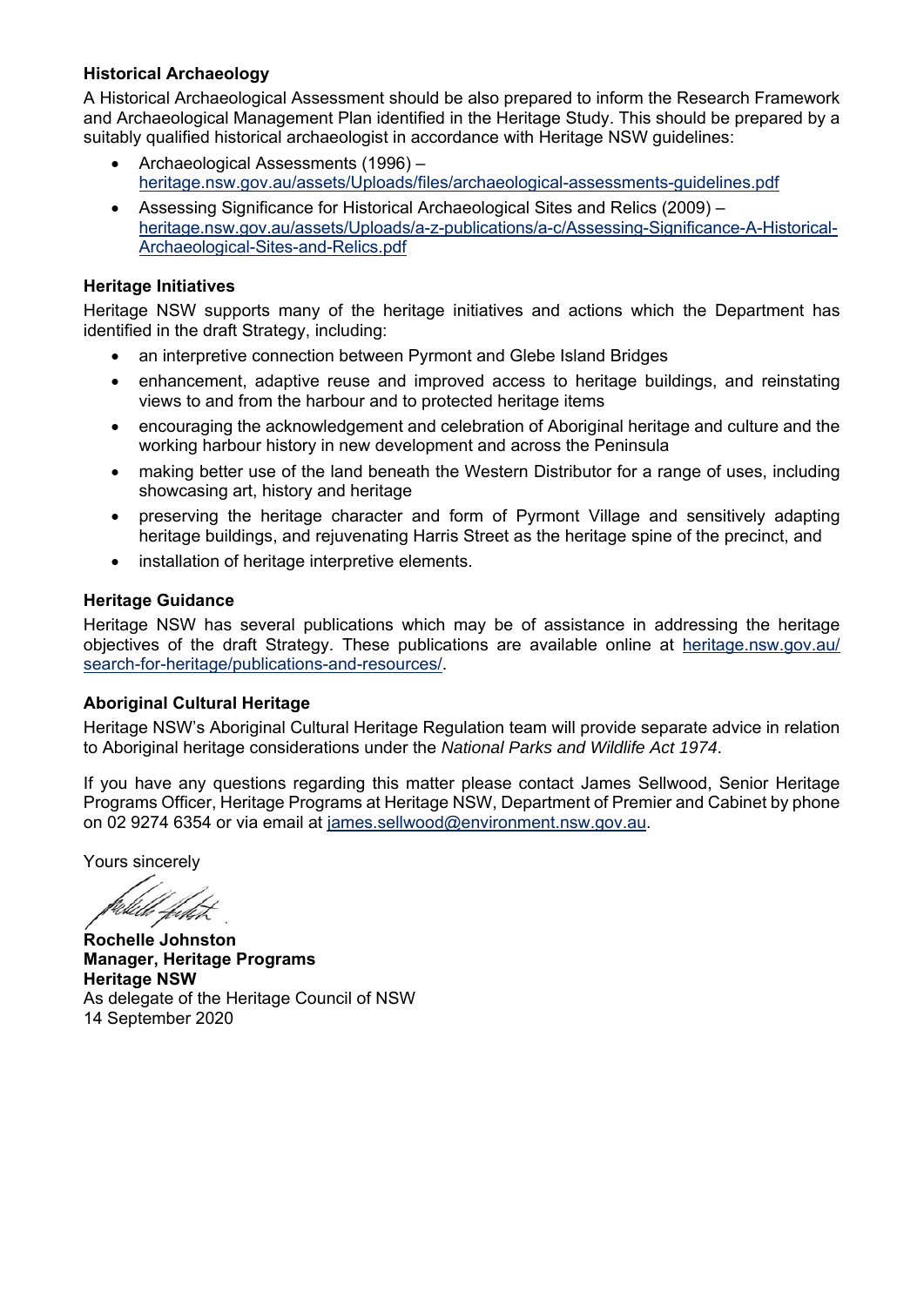### Historical Archaeology

A Historical Archaeological Assessment should be also prepared to inform the Research Framework and Archaeological Management Plan identified in the Heritage Study. This should be prepared by a suitably qualified historical archaeologist in accordance with Heritage NSW guidelines:

- Archaeological Assessments (1996) – heritage.nsw.gov.au/assets/Uploads/files/archaeological-assessments-guidelines.pdf
- Assessing Significance for Historical Archaeological Sites and Relics (2009) – heritage.nsw.gov.au/assets/Uploads/a-z-publications/a-c/Assessing-Significance-A-Historical-Archaeological-Sites-and-Relics.pdf

### Heritage Initiatives

Heritage NSW supports many of the heritage initiatives and actions which the Department has identified in the draft Strategy, including:

- an interpretive connection between Pyrmont and Glebe Island Bridges
- enhancement, adaptive reuse and improved access to heritage buildings, and reinstating views to and from the harbour and to protected heritage items
- encouraging the acknowledgement and celebration of Aboriginal heritage and culture and the working harbour history in new development and across the Peninsula
- making better use of the land beneath the Western Distributor for a range of uses, including showcasing art, history and heritage
- preserving the heritage character and form of Pyrmont Village and sensitively adapting heritage buildings, and rejuvenating Harris Street as the heritage spine of the precinct, and
- installation of heritage interpretive elements.

### Heritage Guidance

Heritage NSW has several publications which may be of assistance in addressing the heritage objectives of the draft Strategy. These publications are available online at heritage.nsw.gov.au/search-for-heritage/publications-and-resources/.

### Aboriginal Cultural Heritage

Heritage NSW's Aboriginal Cultural Heritage Regulation team will provide separate advice in relation to Aboriginal heritage considerations under the *National Parks and Wildlife Act 1974*.

If you have any questions regarding this matter please contact James Sellwood, Senior Heritage Programs Officer, Heritage Programs at Heritage NSW, Department of Premier and Cabinet by phone on 02 9274 6354 or via email at james.sellwood@environment.nsw.gov.au.

Yours sincerely

**Rochelle Johnston**
**Manager, Heritage Programs**
**Heritage NSW**
As delegate of the Heritage Council of NSW
14 September 2020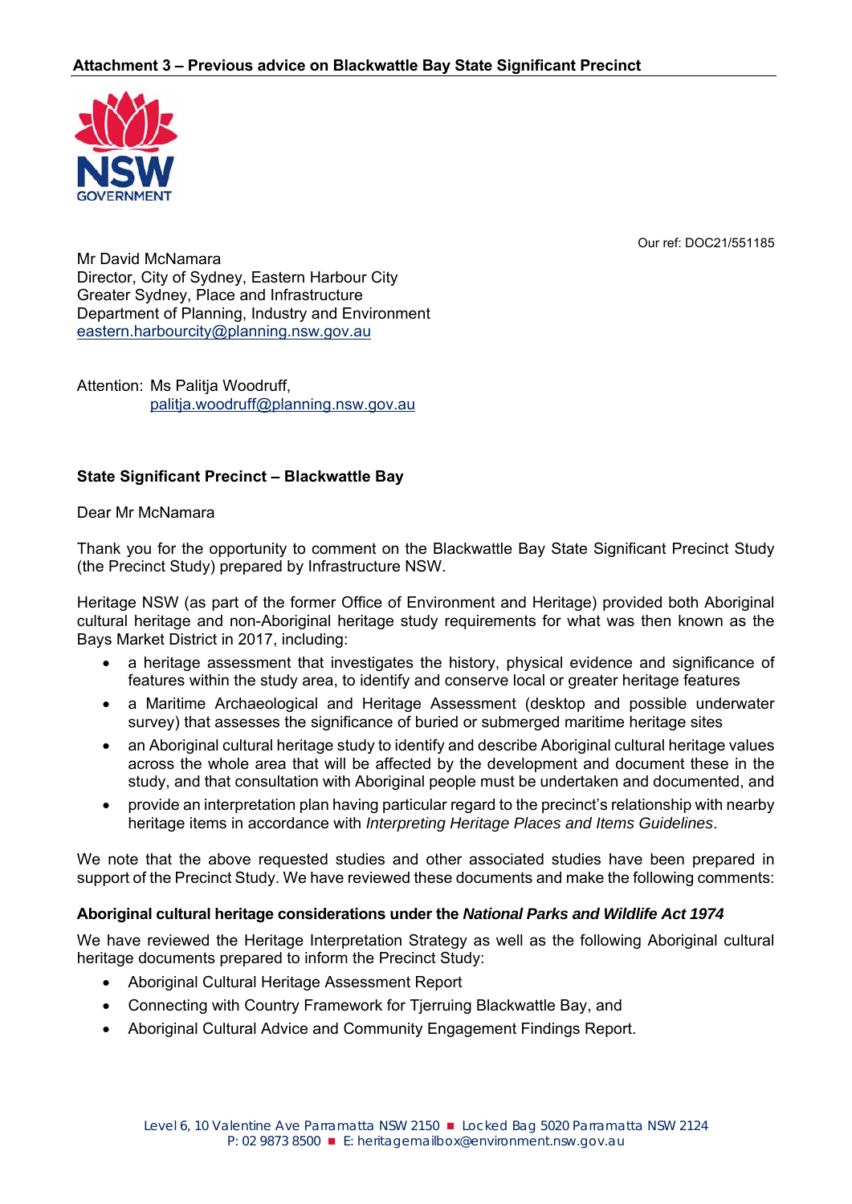**Attachment 3 – Previous advice on Blackwattle Bay State Significant Precinct**

Our ref: DOC21/551185

Mr David McNamara
Director, City of Sydney, Eastern Harbour City
Greater Sydney, Place and Infrastructure
Department of Planning, Industry and Environment
eastern.harbourcity@planning.nsw.gov.au

Attention: Ms Palitja Woodruff,
palitja.woodruff@planning.nsw.gov.au

**State Significant Precinct – Blackwattle Bay**

Dear Mr McNamara

Thank you for the opportunity to comment on the Blackwattle Bay State Significant Precinct Study (the Precinct Study) prepared by Infrastructure NSW.

Heritage NSW (as part of the former Office of Environment and Heritage) provided both Aboriginal cultural heritage and non-Aboriginal heritage study requirements for what was then known as the Bays Market District in 2017, including:

- a heritage assessment that investigates the history, physical evidence and significance of features within the study area, to identify and conserve local or greater heritage features
- a Maritime Archaeological and Heritage Assessment (desktop and possible underwater survey) that assesses the significance of buried or submerged maritime heritage sites
- an Aboriginal cultural heritage study to identify and describe Aboriginal cultural heritage values across the whole area that will be affected by the development and document these in the study, and that consultation with Aboriginal people must be undertaken and documented, and
- provide an interpretation plan having particular regard to the precinct's relationship with nearby heritage items in accordance with *Interpreting Heritage Places and Items Guidelines*.

We note that the above requested studies and other associated studies have been prepared in support of the Precinct Study. We have reviewed these documents and make the following comments:

**Aboriginal cultural heritage considerations under the *National Parks and Wildlife Act 1974***

We have reviewed the Heritage Interpretation Strategy as well as the following Aboriginal cultural heritage documents prepared to inform the Precinct Study:

- Aboriginal Cultural Heritage Assessment Report
- Connecting with Country Framework for Tjerruing Blackwattle Bay, and
- Aboriginal Cultural Advice and Community Engagement Findings Report.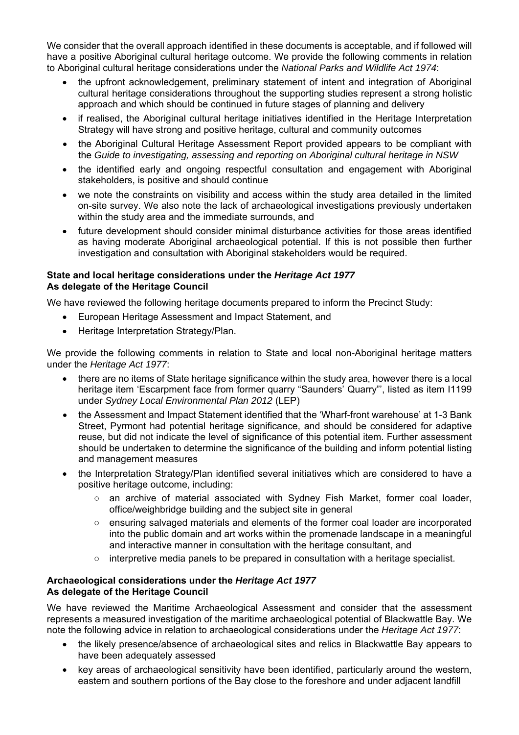We consider that the overall approach identified in these documents is acceptable, and if followed will have a positive Aboriginal cultural heritage outcome. We provide the following comments in relation to Aboriginal cultural heritage considerations under the *National Parks and Wildlife Act 1974*:

- the upfront acknowledgement, preliminary statement of intent and integration of Aboriginal cultural heritage considerations throughout the supporting studies represent a strong holistic approach and which should be continued in future stages of planning and delivery
- if realised, the Aboriginal cultural heritage initiatives identified in the Heritage Interpretation Strategy will have strong and positive heritage, cultural and community outcomes
- the Aboriginal Cultural Heritage Assessment Report provided appears to be compliant with the *Guide to investigating, assessing and reporting on Aboriginal cultural heritage in NSW*
- the identified early and ongoing respectful consultation and engagement with Aboriginal stakeholders, is positive and should continue
- we note the constraints on visibility and access within the study area detailed in the limited on-site survey. We also note the lack of archaeological investigations previously undertaken within the study area and the immediate surrounds, and
- future development should consider minimal disturbance activities for those areas identified as having moderate Aboriginal archaeological potential. If this is not possible then further investigation and consultation with Aboriginal stakeholders would be required.

**State and local heritage considerations under the *Heritage Act 1977***
**As delegate of the Heritage Council**

We have reviewed the following heritage documents prepared to inform the Precinct Study:

- European Heritage Assessment and Impact Statement, and
- Heritage Interpretation Strategy/Plan.

We provide the following comments in relation to State and local non-Aboriginal heritage matters under the *Heritage Act 1977*:

- there are no items of State heritage significance within the study area, however there is a local heritage item 'Escarpment face from former quarry "Saunders' Quarry"', listed as item I1199 under *Sydney Local Environmental Plan 2012* (LEP)
- the Assessment and Impact Statement identified that the 'Wharf-front warehouse' at 1-3 Bank Street, Pyrmont had potential heritage significance, and should be considered for adaptive reuse, but did not indicate the level of significance of this potential item. Further assessment should be undertaken to determine the significance of the building and inform potential listing and management measures
- the Interpretation Strategy/Plan identified several initiatives which are considered to have a positive heritage outcome, including:
  - an archive of material associated with Sydney Fish Market, former coal loader, office/weighbridge building and the subject site in general
  - ensuring salvaged materials and elements of the former coal loader are incorporated into the public domain and art works within the promenade landscape in a meaningful and interactive manner in consultation with the heritage consultant, and
  - interpretive media panels to be prepared in consultation with a heritage specialist.

**Archaeological considerations under the *Heritage Act 1977***
**As delegate of the Heritage Council**

We have reviewed the Maritime Archaeological Assessment and consider that the assessment represents a measured investigation of the maritime archaeological potential of Blackwattle Bay. We note the following advice in relation to archaeological considerations under the *Heritage Act 1977*:

- the likely presence/absence of archaeological sites and relics in Blackwattle Bay appears to have been adequately assessed
- key areas of archaeological sensitivity have been identified, particularly around the western, eastern and southern portions of the Bay close to the foreshore and under adjacent landfill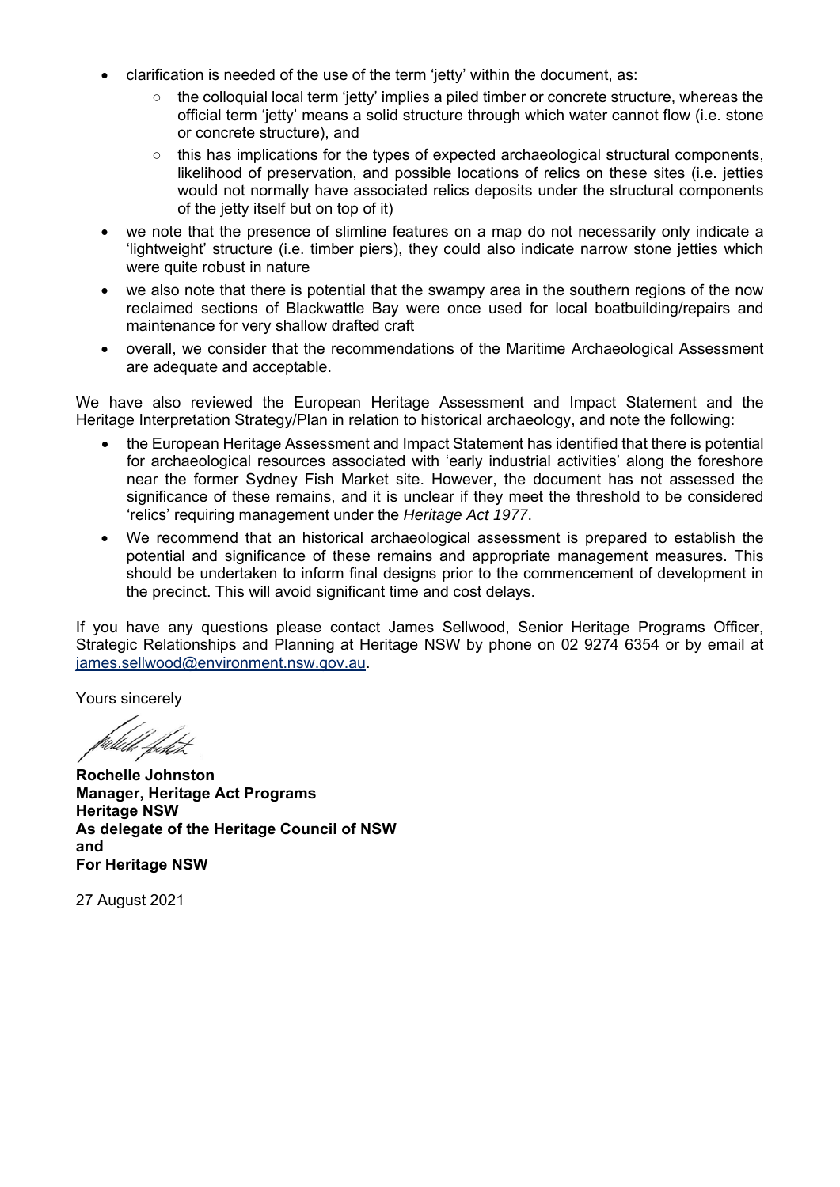- clarification is needed of the use of the term 'jetty' within the document, as:
    - the colloquial local term 'jetty' implies a piled timber or concrete structure, whereas the official term 'jetty' means a solid structure through which water cannot flow (i.e. stone or concrete structure), and
    - this has implications for the types of expected archaeological structural components, likelihood of preservation, and possible locations of relics on these sites (i.e. jetties would not normally have associated relics deposits under the structural components of the jetty itself but on top of it)
- we note that the presence of slimline features on a map do not necessarily only indicate a 'lightweight' structure (i.e. timber piers), they could also indicate narrow stone jetties which were quite robust in nature
- we also note that there is potential that the swampy area in the southern regions of the now reclaimed sections of Blackwattle Bay were once used for local boatbuilding/repairs and maintenance for very shallow drafted craft
- overall, we consider that the recommendations of the Maritime Archaeological Assessment are adequate and acceptable.

We have also reviewed the European Heritage Assessment and Impact Statement and the Heritage Interpretation Strategy/Plan in relation to historical archaeology, and note the following:

- the European Heritage Assessment and Impact Statement has identified that there is potential for archaeological resources associated with 'early industrial activities' along the foreshore near the former Sydney Fish Market site. However, the document has not assessed the significance of these remains, and it is unclear if they meet the threshold to be considered 'relics' requiring management under the *Heritage Act 1977*.
- We recommend that an historical archaeological assessment is prepared to establish the potential and significance of these remains and appropriate management measures. This should be undertaken to inform final designs prior to the commencement of development in the precinct. This will avoid significant time and cost delays.

If you have any questions please contact James Sellwood, Senior Heritage Programs Officer, Strategic Relationships and Planning at Heritage NSW by phone on 02 9274 6354 or by email at james.sellwood@environment.nsw.gov.au.

Yours sincerely

**Rochelle Johnston**
**Manager, Heritage Act Programs**
**Heritage NSW**
**As delegate of the Heritage Council of NSW**
**and**
**For Heritage NSW**

27 August 2021